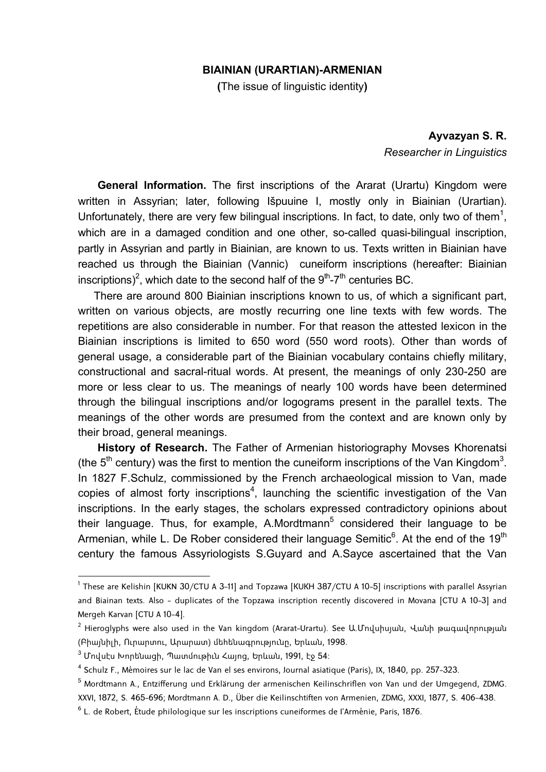# BIAINIAN (URARTIAN)-ARMENIAN

**(**The issue of linguistic identity**)**

**Ayvazyan S. R.**
*Researcher in Linguistics*

**General Information.** The first inscriptions of the Ararat (Urartu) Kingdom were written in Assyrian; later, following Išpuuine I, mostly only in Biainian (Urartian). Unfortunately, there are very few bilingual inscriptions. In fact, to date, only two of them[1], which are in a damaged condition and one other, so-called quasi-bilingual inscription, partly in Assyrian and partly in Biainian, are known to us. Texts written in Biainian have reached us through the Biainian (Vannic) cuneiform inscriptions (hereafter: Biainian inscriptions)[2], which date to the second half of the 9th-7th centuries BC.

There are around 800 Biainian inscriptions known to us, of which a significant part, written on various objects, are mostly recurring one line texts with few words. The repetitions are also considerable in number. For that reason the attested lexicon in the Biainian inscriptions is limited to 650 word (550 word roots). Other than words of general usage, a considerable part of the Biainian vocabulary contains chiefly military, constructional and sacral-ritual words. At present, the meanings of only 230-250 are more or less clear to us. The meanings of nearly 100 words have been determined through the bilingual inscriptions and/or logograms present in the parallel texts. The meanings of the other words are presumed from the context and are known only by their broad, general meanings.

**History of Research.** The Father of Armenian historiography Movses Khorenatsi (the 5th century) was the first to mention the cuneiform inscriptions of the Van Kingdom[3]. In 1827 F.Schulz, commissioned by the French archaeological mission to Van, made copies of almost forty inscriptions[4], launching the scientific investigation of the Van inscriptions. In the early stages, the scholars expressed contradictory opinions about their language. Thus, for example, A.Mordtmann[5] considered their language to be Armenian, while L. De Rober considered their language Semitic[6]. At the end of the 19th century the famous Assyriologists S.Guyard and A.Sayce ascertained that the Van

---

[1] These are Kelishin [KUKN 30/CTU A 3-11] and Topzawa [KUKH 387/CTU A 10-5] inscriptions with parallel Assyrian and Biainan texts. Also – duplicates of the Topzawa inscription recently discovered in Movana [CTU A 10-3] and Mergeh Karvan [CTU A 10-4].

[2] Hieroglyphs were also used in the Van kingdom (Ararat-Urartu). See Ա.Մովսիսյան, Վանի թագավորության (Բիայնիլի, Ուրարտու, Արարատ) մեհենագրությունը, Երևան, 1998.

[3] Մովսէս Խորենացի, Պատմութիւն Հայոց, Երևան, 1991, էջ 54:

[4] Schulz F., Mėmoires sur le lac de Van el ses environs, Journal asiatique (Paris), IX, 1840, pp. 257-323.

[5] Mordtmann A., Entzifferung und Erklärung der armenischen Keilinschriflen von Van und der Umgegend, ZDMG. XXVI, 1872, S. 465-696; Mordtmann A. D., Über die Keilinschtiften von Armenien, ZDMG, XXXI, 1877, S. 406-438.

[6] L. de Robert, Ėtude philologique sur les inscriptions cuneiformes de l'Armėnie, Paris, 1876.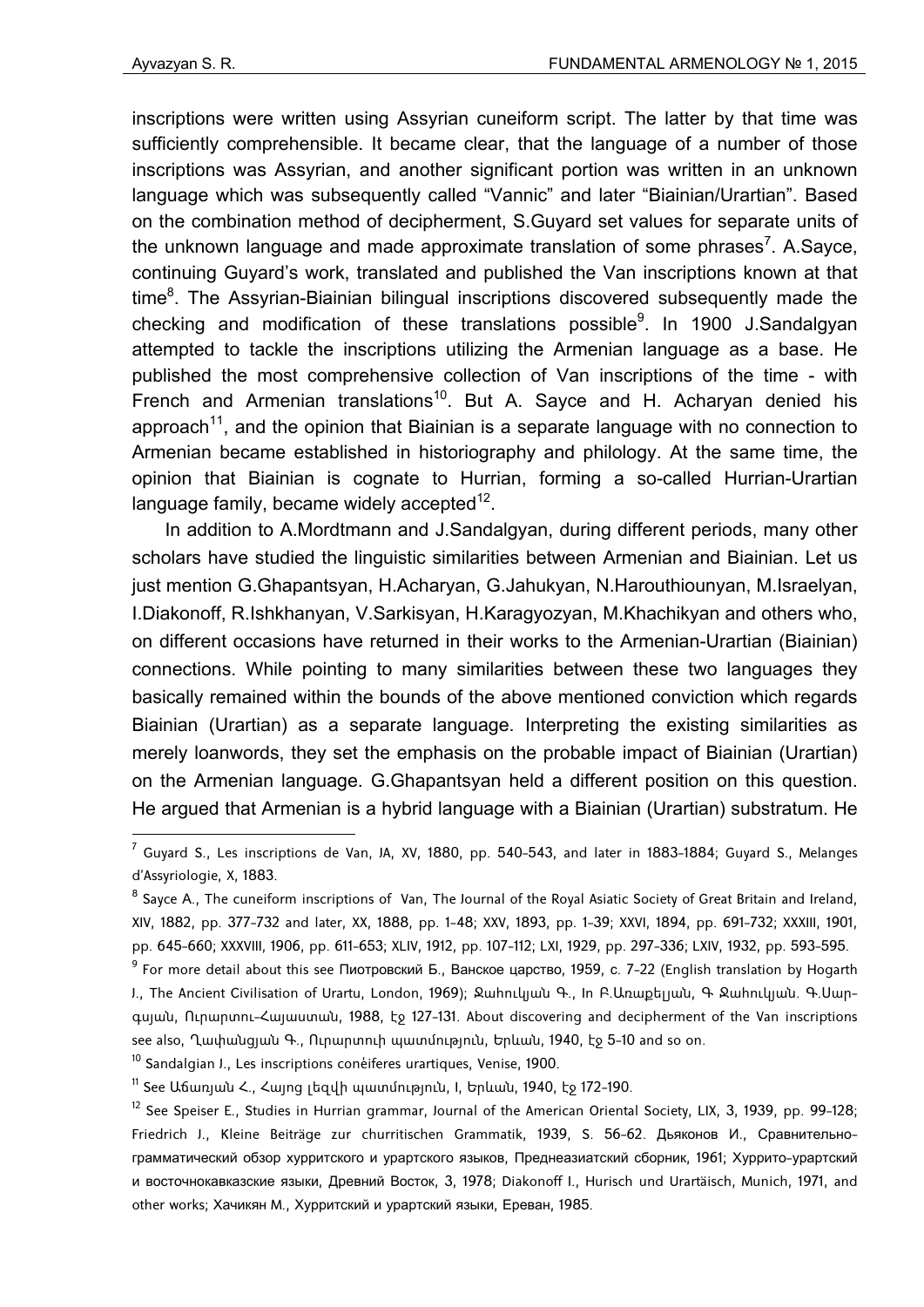inscriptions were written using Assyrian cuneiform script. The latter by that time was sufficiently comprehensible. It became clear, that the language of a number of those inscriptions was Assyrian, and another significant portion was written in an unknown language which was subsequently called "Vannic" and later "Biainian/Urartian". Based on the combination method of decipherment, S.Guyard set values for separate units of the unknown language and made approximate translation of some phrases[7]. A.Sayce, continuing Guyard's work, translated and published the Van inscriptions known at that time[8]. The Assyrian-Biainian bilingual inscriptions discovered subsequently made the checking and modification of these translations possible[9]. In 1900 J.Sandalgyan attempted to tackle the inscriptions utilizing the Armenian language as a base. He published the most comprehensive collection of Van inscriptions of the time - with French and Armenian translations[10]. But A. Sayce and H. Acharyan denied his approach[11], and the opinion that Biainian is a separate language with no connection to Armenian became established in historiography and philology. At the same time, the opinion that Biainian is cognate to Hurrian, forming a so-called Hurrian-Urartian language family, became widely accepted[12].

In addition to A.Mordtmann and J.Sandalgyan, during different periods, many other scholars have studied the linguistic similarities between Armenian and Biainian. Let us just mention G.Ghapantsyan, H.Acharyan, G.Jahukyan, N.Harouthiounyan, M.Israelyan, I.Diakonoff, R.Ishkhanyan, V.Sarkisyan, H.Karagyozyan, M.Khachikyan and others who, on different occasions have returned in their works to the Armenian-Urartian (Biainian) connections. While pointing to many similarities between these two languages they basically remained within the bounds of the above mentioned conviction which regards Biainian (Urartian) as a separate language. Interpreting the existing similarities as merely loanwords, they set the emphasis on the probable impact of Biainian (Urartian) on the Armenian language. G.Ghapantsyan held a different position on this question. He argued that Armenian is a hybrid language with a Biainian (Urartian) substratum. He

---

[7] Guyard S., Les inscriptions de Van, JA, XV, 1880, pp. 540-543, and later in 1883-1884; Guyard S., Melanges d'Assyriologie, X, 1883.

[8] Sayce A., The cuneiform inscriptions of Van, The Journal of the Royal Asiatic Society of Great Britain and Ireland, XIV, 1882, pp. 377-732 and later, XX, 1888, pp. 1-48; XXV, 1893, pp. 1-39; XXVI, 1894, pp. 691-732; XXXIII, 1901, pp. 645-660; XXXVIII, 1906, pp. 611-653; XLIV, 1912, pp. 107-112; LXI, 1929, pp. 297-336; LXIV, 1932, pp. 593-595.

[9] For more detail about this see Пиотровский Б., Ванское царство, 1959, с. 7-22 (English translation by Hogarth J., The Ancient Civilisation of Urartu, London, 1969); Ջահուկյան Գ., In Բ.Առաքելյան, Գ Ջահուկյան. Գ.Սարգսյան, Ուրարտու-Հայաստան, 1988, էջ 127-131. About discovering and decipherment of the Van inscriptions see also, Ղափանցյան Գ., Ուրարտուի պատմություն, Երևան, 1940, էջ 5-10 and so on.

[10] Sandalgian J., Les inscriptions conéiferes urartiques, Venise, 1900.

[11] See Աճառյան Հ., Հայոց լեզվի պատմություն, I, Երևան, 1940, էջ 172-190.

[12] See Speiser E., Studies in Hurrian grammar, Journal of the American Oriental Society, LIX, 3, 1939, pp. 99-128; Friedrich J., Kleine Beiträge zur churritischen Grammatik, 1939, S. 56-62. Дьяконов И., Сравнительно-грамматический обзор хурритского и урартского языков, Переднеазиатский сборник, 1961; Хуррито-урартский и восточнокавказские языки, Древний Восток, 3, 1978; Diakonoff I., Hurisch und Urartäisch, Munich, 1971, and other works; Хачикян М., Хурритский и урартский языки, Ереван, 1985.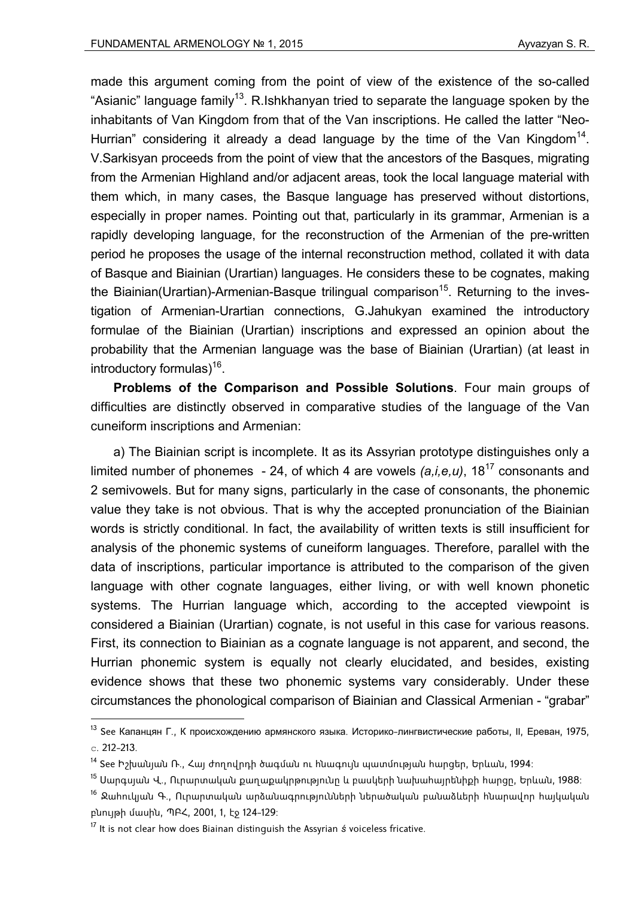made this argument coming from the point of view of the existence of the so-called "Asianic" language family[13]. R.Ishkhanyan tried to separate the language spoken by the inhabitants of Van Kingdom from that of the Van inscriptions. He called the latter "Neo-Hurrian" considering it already a dead language by the time of the Van Kingdom[14]. V.Sarkisyan proceeds from the point of view that the ancestors of the Basques, migrating from the Armenian Highland and/or adjacent areas, took the local language material with them which, in many cases, the Basque language has preserved without distortions, especially in proper names. Pointing out that, particularly in its grammar, Armenian is a rapidly developing language, for the reconstruction of the Armenian of the pre-written period he proposes the usage of the internal reconstruction method, collated it with data of Basque and Biainian (Urartian) languages. He considers these to be cognates, making the Biainian(Urartian)-Armenian-Basque trilingual comparison[15]. Returning to the investigation of Armenian-Urartian connections, G.Jahukyan examined the introductory formulae of the Biainian (Urartian) inscriptions and expressed an opinion about the probability that the Armenian language was the base of Biainian (Urartian) (at least in introductory formulas)[16].

**Problems of the Comparison and Possible Solutions**. Four main groups of difficulties are distinctly observed in comparative studies of the language of the Van cuneiform inscriptions and Armenian:

a) The Biainian script is incomplete. It as its Assyrian prototype distinguishes only a limited number of phonemes - 24, of which 4 are vowels *(a,i,e,u)*, 18[17] consonants and 2 semivowels. But for many signs, particularly in the case of consonants, the phonemic value they take is not obvious. That is why the accepted pronunciation of the Biainian words is strictly conditional. In fact, the availability of written texts is still insufficient for analysis of the phonemic systems of cuneiform languages. Therefore, parallel with the data of inscriptions, particular importance is attributed to the comparison of the given language with other cognate languages, either living, or with well known phonetic systems. The Hurrian language which, according to the accepted viewpoint is considered a Biainian (Urartian) cognate, is not useful in this case for various reasons. First, its connection to Biainian as a cognate language is not apparent, and second, the Hurrian phonemic system is equally not clearly elucidated, and besides, existing evidence shows that these two phonemic systems vary considerably. Under these circumstances the phonological comparison of Biainian and Classical Armenian - "grabar"

---

[13] See Капанцян Г., К происхождению армянского языка. Историко-лингвистические работы, II, Ереван, 1975, с. 212-213.

[14] See Իշխանյան Ռ., Հայ ժողովրդի ծագման ու հնագույն պատմության հարցեր, Երևան, 1994:

[15] Սարգսյան Վ., Ուրարտական քաղաքակրթությունը և բասկերի նախահայրենիքի հարցը, Երևան, 1988:

[16] Ջահուկյան Գ., Ուրարտական արձանագրությունների ներածական բանաձևերի հնարավոր հայկական բնույթի մասին, ՊԲՀ, 2001, 1, էջ 124-129:

[17] It is not clear how does Biainan distinguish the Assyrian *ś* voiceless fricative.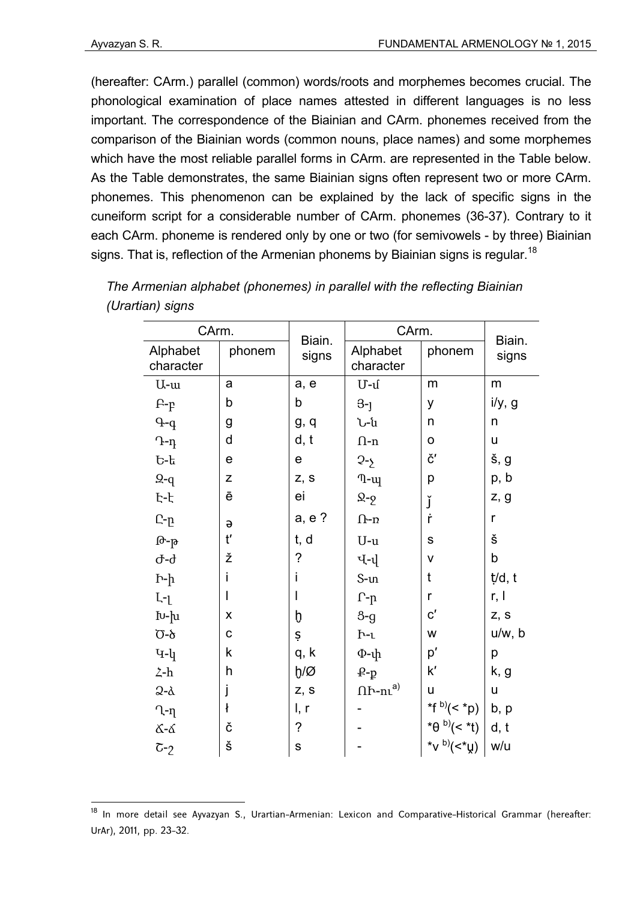(hereafter: CArm.) parallel (common) words/roots and morphemes becomes crucial. The phonological examination of place names attested in different languages is no less important. The correspondence of the Biainian and CArm. phonemes received from the comparison of the Biainian words (common nouns, place names) and some morphemes which have the most reliable parallel forms in CArm. are represented in the Table below. As the Table demonstrates, the same Biainian signs often represent two or more CArm. phonemes. This phenomenon can be explained by the lack of specific signs in the cuneiform script for a considerable number of CArm. phonemes (36-37). Contrary to it each CArm. phoneme is rendered only by one or two (for semivowels - by three) Biainian signs. That is, reflection of the Armenian phonems by Biainian signs is regular.[18]

*The Armenian alphabet (phonemes) in parallel with the reflecting Biainian (Urartian) signs*

| CArm. | | Biain. signs | CArm. | | Biain. signs |
|---|---|---|---|---|---|
| Alphabet character | phonem | | Alphabet character | phonem | |
| Ա-ա | a | a, e | Մ-մ | m | m |
| Բ-բ | b | b | Յ-յ | y | i/y, g |
| Գ-գ | g | g, q | Ն-ն | n | n |
| Դ-դ | d | d, t | Ո-ո | o | u |
| Ե-ե | e | e | Չ-չ | č' | š, g |
| Զ-զ | z | z, s | Պ-պ | p | p, b |
| Է-է | ē | ei | Ջ-ջ | ǰ | z, g |
| Ը-ը | ə | a, e ? | Ռ-ռ | ṙ | r |
| Թ-թ | t' | t, d | Ս-ս | s | š |
| Ժ-ժ | ž | ? | Վ-վ | v | b |
| Ի-ի | i | i | Տ-տ | t | ṭ/d, t |
| Լ-լ | l | l | Ր-ր | r | r, l |
| Խ-խ | x | ḫ | Ց-ց | c' | z, s |
| Ծ-ծ | c | ṣ | Ւ-ւ | w | u/w, b |
| Կ-կ | k | q, k | Փ-փ | p' | p |
| Հ-հ | h | ḫ/Ø | Ք-ք | k' | k, g |
| Ձ-ձ | j | z, s | ՈՒ-ու[a)] | u | u |
| Ղ-ղ | ł | l, r | - | *f [b)](< *p) | b, p |
| Ճ-ճ | č | ? | - | *θ [b)](< *t) | d, t |
| Շ-շ | š | s | - | *v [b)](<*u̯) | w/u |

[18] In more detail see Ayvazyan S., Urartian-Armenian: Lexicon and Comparative-Historical Grammar (hereafter: UrAr), 2011, pp. 23-32.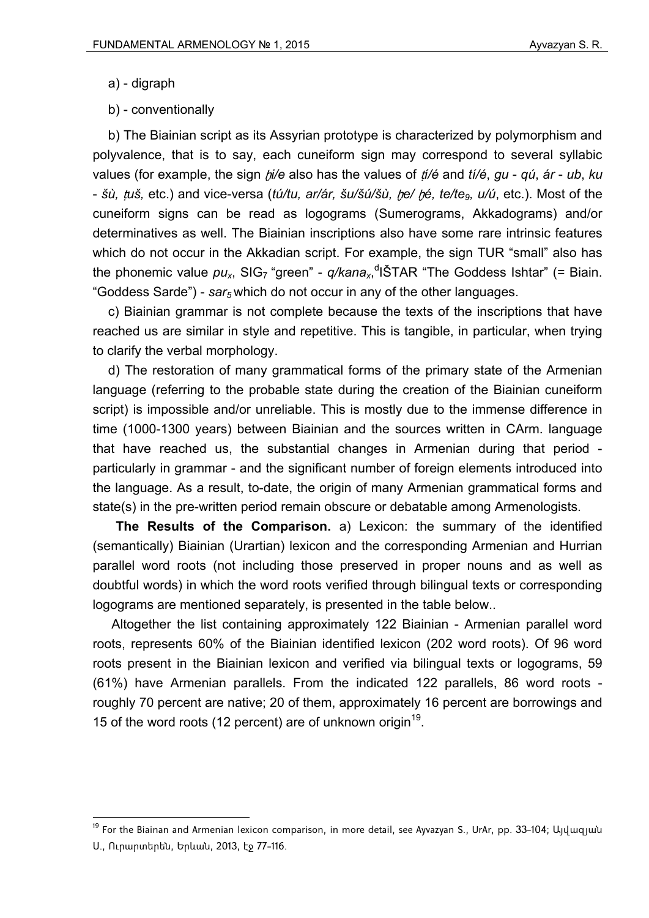a) - digraph

b) - conventionally

b) The Biainian script as its Assyrian prototype is characterized by polymorphism and polyvalence, that is to say, each cuneiform sign may correspond to several syllabic values (for example, the sign *ḫi/e* also has the values of *ṭi/é* and *tí/é*, *gu* - *qú*, *ár* - *ub*, *ku* - *šù, ṭuš,* etc.) and vice-versa (*tú/tu, ar/ár, šu/šú/šù, ḫe/ ḫé, te/te$_9$, u/ú*, etc.). Most of the cuneiform signs can be read as logograms (Sumerograms, Akkadograms) and/or determinatives as well. The Biainian inscriptions also have some rare intrinsic features which do not occur in the Akkadian script. For example, the sign TUR "small" also has the phonemic value *pu$_x$*, SIG$_7$ "green" - *q/kana$_x$*, $^d$IŠTAR "The Goddess Ishtar" (= Biain. "Goddess Sarde") - *sar$_5$* which do not occur in any of the other languages.

c) Biainian grammar is not complete because the texts of the inscriptions that have reached us are similar in style and repetitive. This is tangible, in particular, when trying to clarify the verbal morphology.

d) The restoration of many grammatical forms of the primary state of the Armenian language (referring to the probable state during the creation of the Biainian cuneiform script) is impossible and/or unreliable. This is mostly due to the immense difference in time (1000-1300 years) between Biainian and the sources written in CArm. language that have reached us, the substantial changes in Armenian during that period - particularly in grammar - and the significant number of foreign elements introduced into the language. As a result, to-date, the origin of many Armenian grammatical forms and state(s) in the pre-written period remain obscure or debatable among Armenologists.

**The Results of the Comparison.** a) Lexicon: the summary of the identified (semantically) Biainian (Urartian) lexicon and the corresponding Armenian and Hurrian parallel word roots (not including those preserved in proper nouns and as well as doubtful words) in which the word roots verified through bilingual texts or corresponding logograms are mentioned separately, is presented in the table below..

Altogether the list containing approximately 122 Biainian - Armenian parallel word roots, represents 60% of the Biainian identified lexicon (202 word roots). Of 96 word roots present in the Biainian lexicon and verified via bilingual texts or logograms, 59 (61%) have Armenian parallels. From the indicated 122 parallels, 86 word roots - roughly 70 percent are native; 20 of them, approximately 16 percent are borrowings and 15 of the word roots (12 percent) are of unknown origin[19].

---

[19] For the Biainan and Armenian lexicon comparison, in more detail, see Ayvazyan S., UrAr, pp. 33-104; Այվազյան Ս., Ուրարտերեն, Երևան, 2013, էջ 77-116.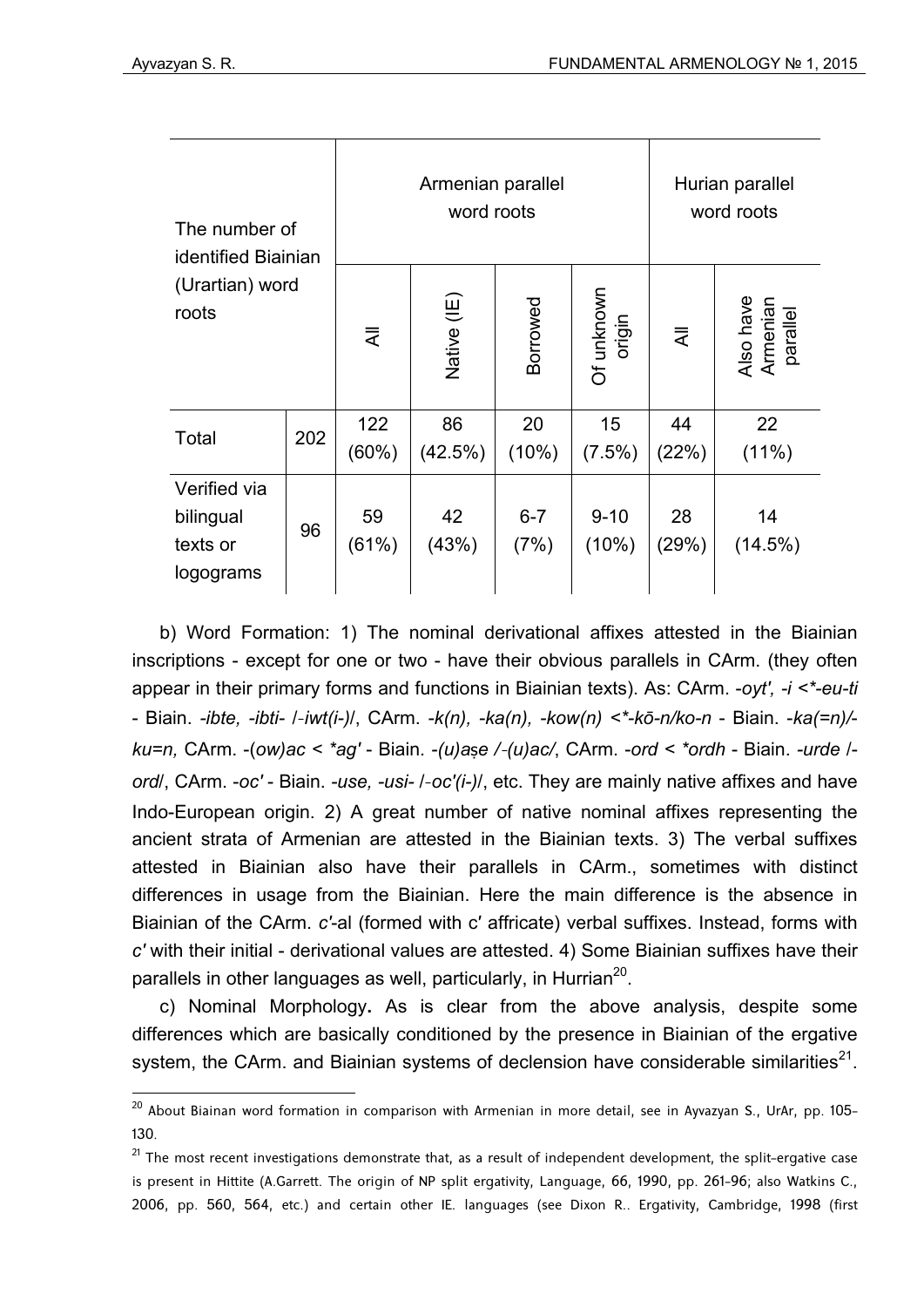| The number of identified Biainian (Urartian) word roots | | Armenian parallel word roots | | | | Hurian parallel word roots | |
|---|---|---|---|---|---|---|---|
| | | All | Native (IE) | Borrowed | Of unknown origin | All | Also have Armenian parallel |
| Total | 202 | 122 (60%) | 86 (42.5%) | 20 (10%) | 15 (7.5%) | 44 (22%) | 22 (11%) |
| Verified via bilingual texts or logograms | 96 | 59 (61%) | 42 (43%) | 6-7 (7%) | 9-10 (10%) | 28 (29%) | 14 (14.5%) |

b) Word Formation: 1) The nominal derivational affixes attested in the Biainian inscriptions - except for one or two - have their obvious parallels in CArm. (they often appear in their primary forms and functions in Biainian texts). As: CArm. *-oyt', -i <\*-eu-ti* - Biain. *-ibte, -ibti-* /*-iwt(i-)*/, CArm. *-k(n), -ka(n), -kow(n) <\*-kō-n/ko-n* - Biain. *-ka(=n)/-ku=n,* CArm. *-(ow)ac < \*ag'* - Biain. *-(u)aṣe /-(u)ac/*, CArm. *-ord < \*ordh* - Biain. *-urde* /*-ord*/, CArm. *-oc'* - Biain. *-use, -usi-* /*-oc'(i-)*/, etc. They are mainly native affixes and have Indo-European origin. 2) A great number of native nominal affixes representing the ancient strata of Armenian are attested in the Biainian texts. 3) The verbal suffixes attested in Biainian also have their parallels in CArm., sometimes with distinct differences in usage from the Biainian. Here the main difference is the absence in Biainian of the CArm. *c'*-al (formed with c' affricate) verbal suffixes. Instead, forms with *c'* with their initial - derivational values are attested. 4) Some Biainian suffixes have their parallels in other languages as well, particularly, in Hurrian[20].

c) Nominal Morphology**.** As is clear from the above analysis, despite some differences which are basically conditioned by the presence in Biainian of the ergative system, the CArm. and Biainian systems of declension have considerable similarities[21].

---

[20] About Biainan word formation in comparison with Armenian in more detail, see in Ayvazyan S., UrAr, pp. 105-130.

[21] The most recent investigations demonstrate that, as a result of independent development, the split-ergative case is present in Hittite (A.Garrett. The origin of NP split ergativity, Language, 66, 1990, pp. 261-96; also Watkins C., 2006, pp. 560, 564, etc.) and certain other IE. languages (see Dixon R.. Ergativity, Cambridge, 1998 (first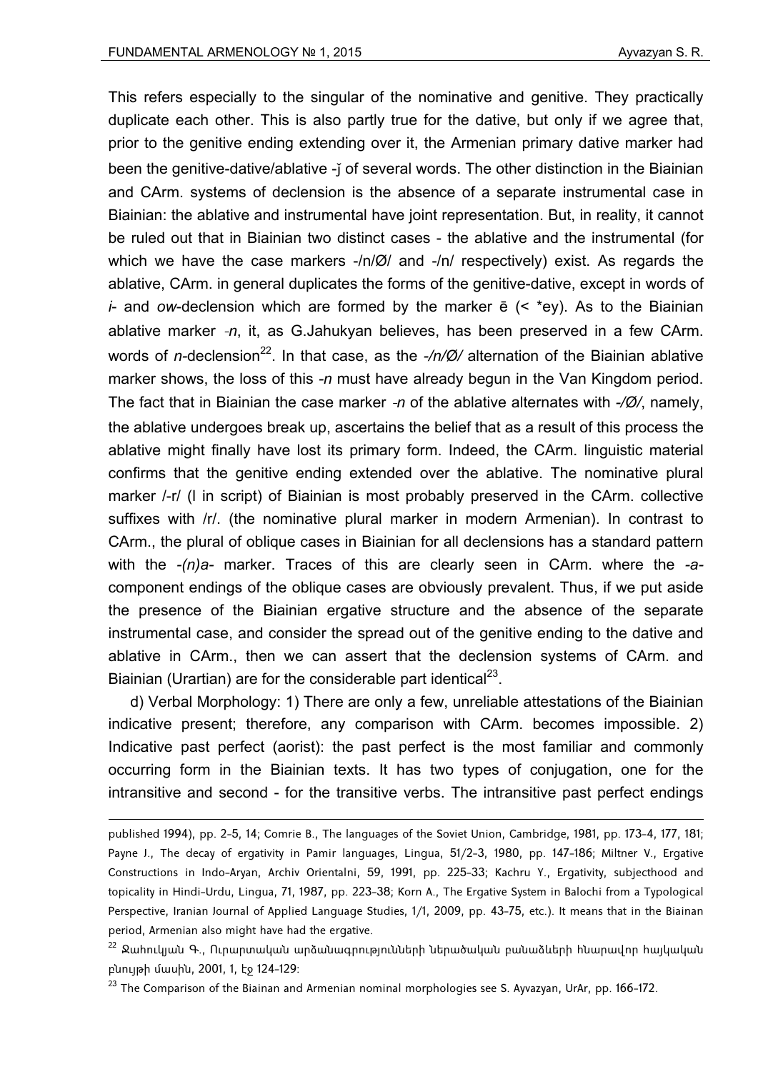This refers especially to the singular of the nominative and genitive. They practically duplicate each other. This is also partly true for the dative, but only if we agree that, prior to the genitive ending extending over it, the Armenian primary dative marker had been the genitive-dative/ablative -ǰ of several words. The other distinction in the Biainian and CArm. systems of declension is the absence of a separate instrumental case in Biainian: the ablative and instrumental have joint representation. But, in reality, it cannot be ruled out that in Biainian two distinct cases - the ablative and the instrumental (for which we have the case markers -/n/Ø/ and -/n/ respectively) exist. As regards the ablative, CArm. in general duplicates the forms of the genitive-dative, except in words of *i*- and *ow*-declension which are formed by the marker ē (< *ey). As to the Biainian ablative marker *-n*, it, as G.Jahukyan believes, has been preserved in a few CArm. words of *n*-declension[22]. In that case, as the *-/n/Ø/* alternation of the Biainian ablative marker shows, the loss of this *-n* must have already begun in the Van Kingdom period. The fact that in Biainian the case marker *-n* of the ablative alternates with *-/Ø/*, namely, the ablative undergoes break up, ascertains the belief that as a result of this process the ablative might finally have lost its primary form. Indeed, the CArm. linguistic material confirms that the genitive ending extended over the ablative. The nominative plural marker /-r/ (l in script) of Biainian is most probably preserved in the CArm. collective suffixes with /r/. (the nominative plural marker in modern Armenian). In contrast to CArm., the plural of oblique cases in Biainian for all declensions has a standard pattern with the *-(n)a-* marker. Traces of this are clearly seen in CArm. where the *-a-* component endings of the oblique cases are obviously prevalent. Thus, if we put aside the presence of the Biainian ergative structure and the absence of the separate instrumental case, and consider the spread out of the genitive ending to the dative and ablative in CArm., then we can assert that the declension systems of CArm. and Biainian (Urartian) are for the considerable part identical[23].

d) Verbal Morphology: 1) There are only a few, unreliable attestations of the Biainian indicative present; therefore, any comparison with CArm. becomes impossible. 2) Indicative past perfect (aorist): the past perfect is the most familiar and commonly occurring form in the Biainian texts. It has two types of conjugation, one for the intransitive and second - for the transitive verbs. The intransitive past perfect endings

---

published 1994), pp. 2-5, 14; Comrie B., The languages of the Soviet Union, Cambridge, 1981, pp. 173-4, 177, 181; Payne J., The decay of ergativity in Pamir languages, Lingua, 51/2-3, 1980, pp. 147-186; Miltner V., Ergative Constructions in Indo-Aryan, Archiv Orientalni, 59, 1991, pp. 225-33; Kachru Y., Ergativity, subjecthood and topicality in Hindi-Urdu, Lingua, 71, 1987, pp. 223-38; Korn A., The Ergative System in Balochi from a Typological Perspective, Iranian Journal of Applied Language Studies, 1/1, 2009, pp. 43-75, etc.). It means that in the Biainan period, Armenian also might have had the ergative.

[22] Ջահուկյան Գ., Ուրարտական արձանագրությունների ներածական բանաձևերի հնարավոր հայկական բնույթի մասին, 2001, 1, էջ 124-129:

[23] The Comparison of the Biainan and Armenian nominal morphologies see S. Ayvazyan, UrAr, pp. 166-172.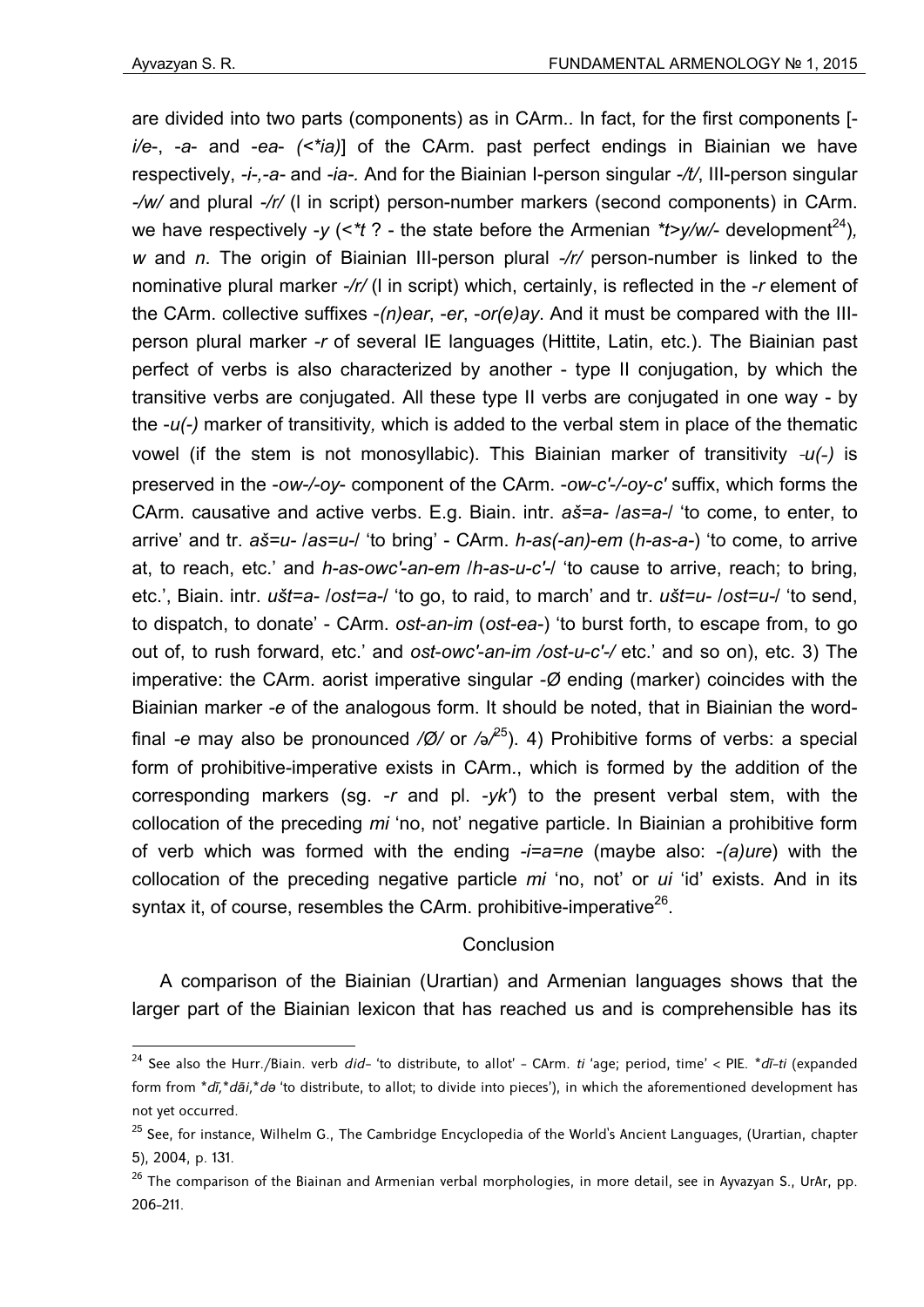are divided into two parts (components) as in CArm.. In fact, for the first components [-*i/e*-, -*a*- and -*ea*- *(<*ia)*] of the CArm. past perfect endings in Biainian we have respectively, -*i*-,-*a*- and -*ia*-. And for the Biainian I-person singular -*/t/*, III-person singular -*/w/* and plural -*/r/* (l in script) person-number markers (second components) in CArm. we have respectively -*y* (<**t* ? - the state before the Armenian **t>y/w/*- development[24]), *w* and *n*. The origin of Biainian III-person plural -*/r/* person-number is linked to the nominative plural marker -*/r/* (l in script) which, certainly, is reflected in the -*r* element of the CArm. collective suffixes -*(n)ear*, -*er*, -*or(e)ay*. And it must be compared with the III-person plural marker -*r* of several IE languages (Hittite, Latin, etc.). The Biainian past perfect of verbs is also characterized by another - type II conjugation, by which the transitive verbs are conjugated. All these type II verbs are conjugated in one way - by the -*u(-)* marker of transitivity, which is added to the verbal stem in place of the thematic vowel (if the stem is not monosyllabic). This Biainian marker of transitivity -*u(-)* is preserved in the -*ow*-/-*oy*- component of the CArm. -*ow-c'*-/-*oy-c'* suffix, which forms the CArm. causative and active verbs. E.g. Biain. intr. *aš=a*- /*as=a*-/ 'to come, to enter, to arrive' and tr. *aš=u*- /*as=u*-/ 'to bring' - CArm. *h-as(-an)-em* (*h-as-a*-) 'to come, to arrive at, to reach, etc.' and *h-as-owc'-an-em* /*h-as-u-c'*-/ 'to cause to arrive, reach; to bring, etc.', Biain. intr. *ušt=a*- /*ost=a*-/ 'to go, to raid, to march' and tr. *ušt=u*- /*ost=u*-/ 'to send, to dispatch, to donate' - CArm. *ost-an-im* (*ost-ea*-) 'to burst forth, to escape from, to go out of, to rush forward, etc.' and *ost-owc'-an-im /ost-u-c'-/* etc.' and so on), etc. 3) The imperative: the CArm. aorist imperative singular -*Ø* ending (marker) coincides with the Biainian marker -*e* of the analogous form. It should be noted, that in Biainian the word-final -*e* may also be pronounced */Ø/* or */ə/*[25]). 4) Prohibitive forms of verbs: a special form of prohibitive-imperative exists in CArm., which is formed by the addition of the corresponding markers (sg. -*r* and pl. -*yk'*) to the present verbal stem, with the collocation of the preceding *mi* 'no, not' negative particle. In Biainian a prohibitive form of verb which was formed with the ending -*i=a=ne* (maybe also: -*(a)ure*) with the collocation of the preceding negative particle *mi* 'no, not' or *ui* 'id' exists. And in its syntax it, of course, resembles the CArm. prohibitive-imperative[26].

## Conclusion

A comparison of the Biainian (Urartian) and Armenian languages shows that the larger part of the Biainian lexicon that has reached us and is comprehensible has its

---

[24] See also the Hurr./Biain. verb *did*- 'to distribute, to allot' – CArm. *ti* 'age; period, time' < PIE. **dī-ti* (expanded form from **dī,*dāi,*də* 'to distribute, to allot; to divide into pieces'), in which the aforementioned development has not yet occurred.

[25] See, for instance, Wilhelm G., The Cambridge Encyclopedia of the World's Ancient Languages, (Urartian, chapter 5), 2004, p. 131.

[26] The comparison of the Biainan and Armenian verbal morphologies, in more detail, see in Ayvazyan S., UrAr, pp. 206-211.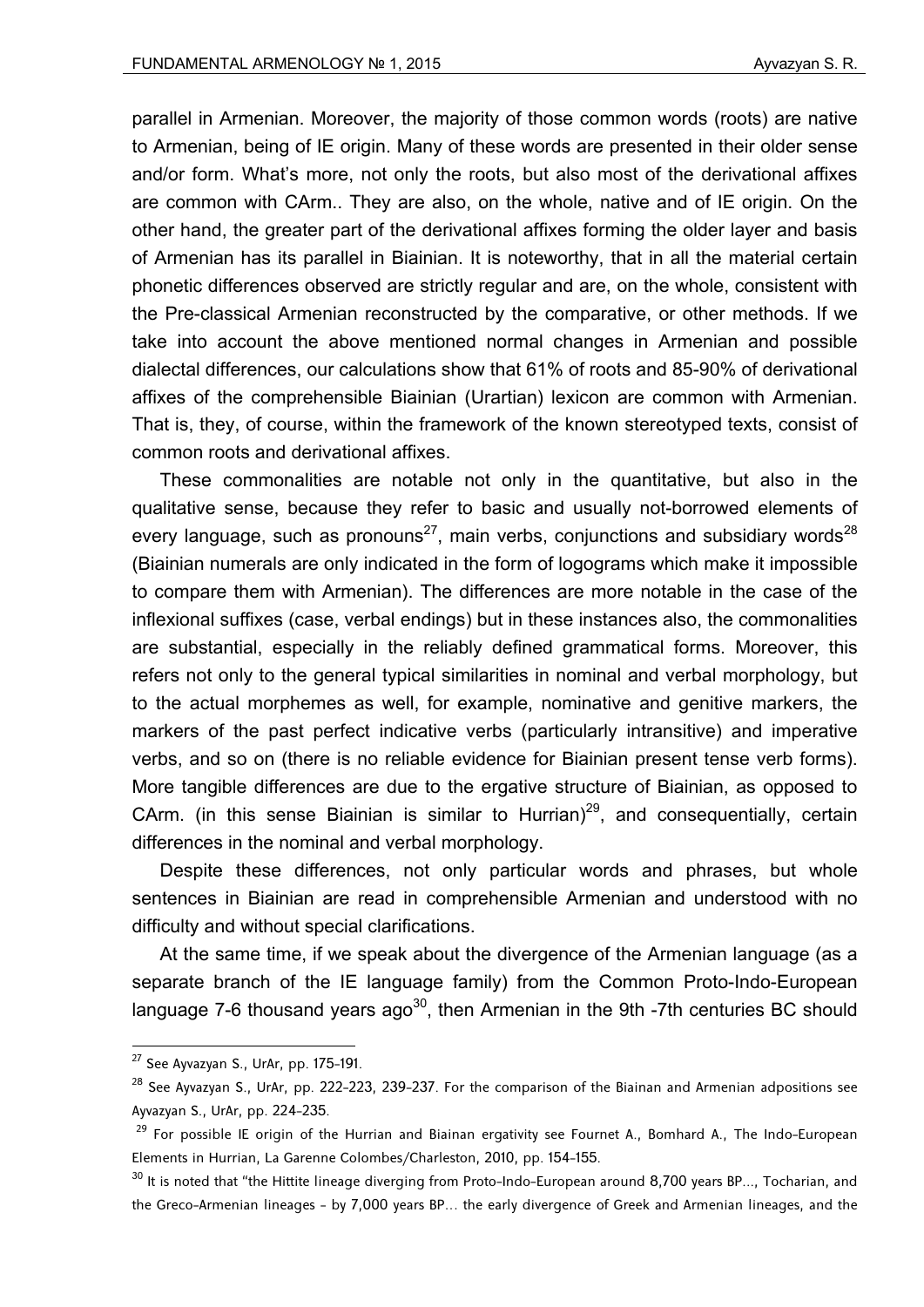parallel in Armenian. Moreover, the majority of those common words (roots) are native to Armenian, being of IE origin. Many of these words are presented in their older sense and/or form. What's more, not only the roots, but also most of the derivational affixes are common with CArm.. They are also, on the whole, native and of IE origin. On the other hand, the greater part of the derivational affixes forming the older layer and basis of Armenian has its parallel in Biainian. It is noteworthy, that in all the material certain phonetic differences observed are strictly regular and are, on the whole, consistent with the Pre-classical Armenian reconstructed by the comparative, or other methods. If we take into account the above mentioned normal changes in Armenian and possible dialectal differences, our calculations show that 61% of roots and 85-90% of derivational affixes of the comprehensible Biainian (Urartian) lexicon are common with Armenian. That is, they, of course, within the framework of the known stereotyped texts, consist of common roots and derivational affixes.

These commonalities are notable not only in the quantitative, but also in the qualitative sense, because they refer to basic and usually not-borrowed elements of every language, such as pronouns[27], main verbs, conjunctions and subsidiary words[28] (Biainian numerals are only indicated in the form of logograms which make it impossible to compare them with Armenian). The differences are more notable in the case of the inflexional suffixes (case, verbal endings) but in these instances also, the commonalities are substantial, especially in the reliably defined grammatical forms. Moreover, this refers not only to the general typical similarities in nominal and verbal morphology, but to the actual morphemes as well, for example, nominative and genitive markers, the markers of the past perfect indicative verbs (particularly intransitive) and imperative verbs, and so on (there is no reliable evidence for Biainian present tense verb forms). More tangible differences are due to the ergative structure of Biainian, as opposed to CArm. (in this sense Biainian is similar to Hurrian)[29], and consequentially, certain differences in the nominal and verbal morphology.

Despite these differences, not only particular words and phrases, but whole sentences in Biainian are read in comprehensible Armenian and understood with no difficulty and without special clarifications.

At the same time, if we speak about the divergence of the Armenian language (as a separate branch of the IE language family) from the Common Proto-Indo-European language 7-6 thousand years ago[30], then Armenian in the 9th -7th centuries BC should

---

[27] See Ayvazyan S., UrAr, pp. 175-191.

[28] See Ayvazyan S., UrAr, pp. 222-223, 239-237. For the comparison of the Biainan and Armenian adpositions see Ayvazyan S., UrAr, pp. 224-235.

[29] For possible IE origin of the Hurrian and Biainan ergativity see Fournet A., Bomhard A., The Indo-European Elements in Hurrian, La Garenne Colombes/Charleston, 2010, pp. 154-155.

[30] It is noted that "the Hittite lineage diverging from Proto-Indo-European around 8,700 years BP..., Tocharian, and the Greco-Armenian lineages - by 7,000 years BP... the early divergence of Greek and Armenian lineages, and the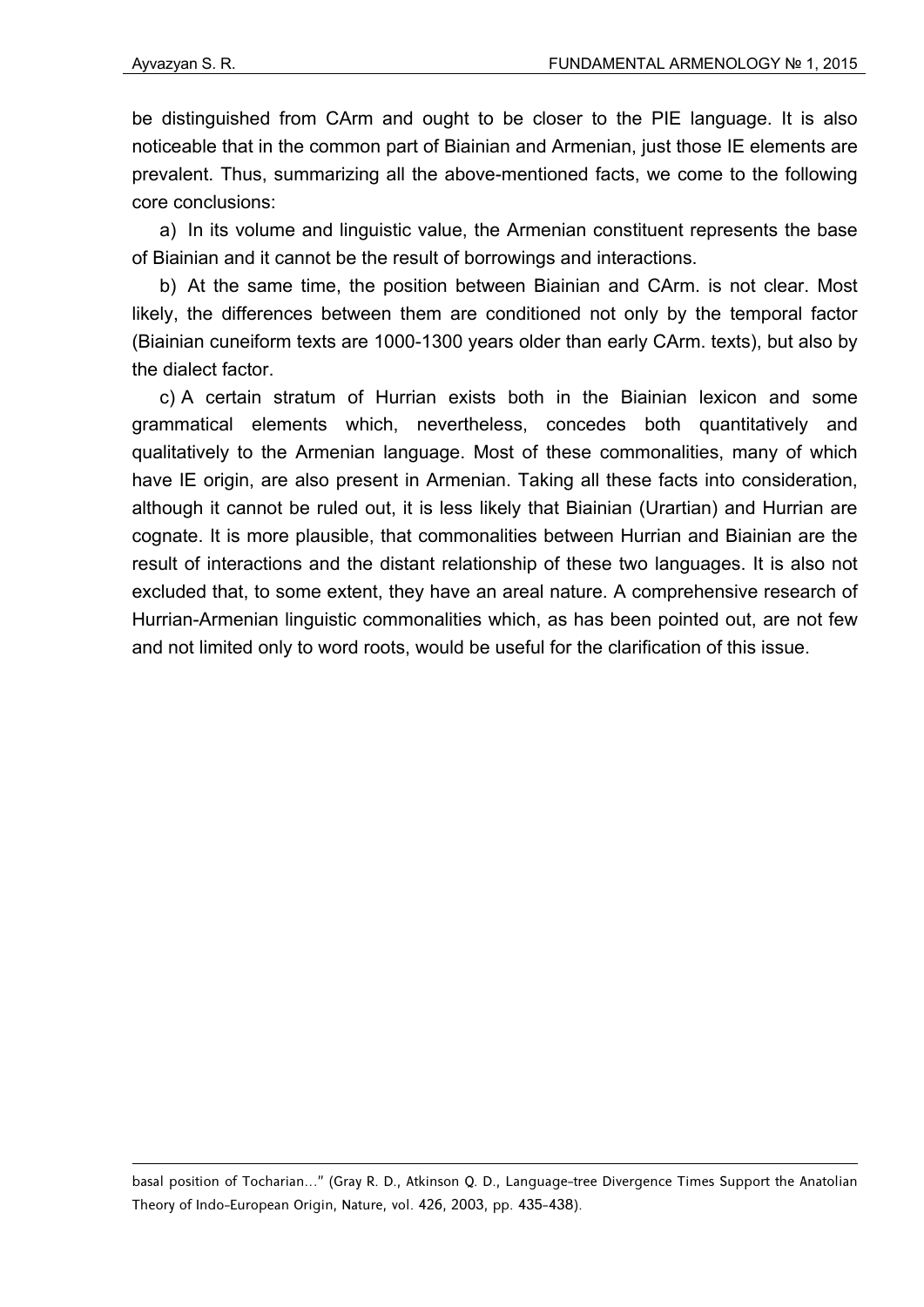be distinguished from CArm and ought to be closer to the PIE language. It is also noticeable that in the common part of Biainian and Armenian, just those IE elements are prevalent. Thus, summarizing all the above-mentioned facts, we come to the following core conclusions:

a) In its volume and linguistic value, the Armenian constituent represents the base of Biainian and it cannot be the result of borrowings and interactions.

b) At the same time, the position between Biainian and CArm. is not clear. Most likely, the differences between them are conditioned not only by the temporal factor (Biainian cuneiform texts are 1000-1300 years older than early CArm. texts), but also by the dialect factor.

c) A certain stratum of Hurrian exists both in the Biainian lexicon and some grammatical elements which, nevertheless, concedes both quantitatively and qualitatively to the Armenian language. Most of these commonalities, many of which have IE origin, are also present in Armenian. Taking all these facts into consideration, although it cannot be ruled out, it is less likely that Biainian (Urartian) and Hurrian are cognate. It is more plausible, that commonalities between Hurrian and Biainian are the result of interactions and the distant relationship of these two languages. It is also not excluded that, to some extent, they have an areal nature. A comprehensive research of Hurrian-Armenian linguistic commonalities which, as has been pointed out, are not few and not limited only to word roots, would be useful for the clarification of this issue.

---

basal position of Tocharian…" (Gray R. D., Atkinson Q. D., Language-tree Divergence Times Support the Anatolian Theory of Indo-European Origin, Nature, vol. 426, 2003, pp. 435-438).